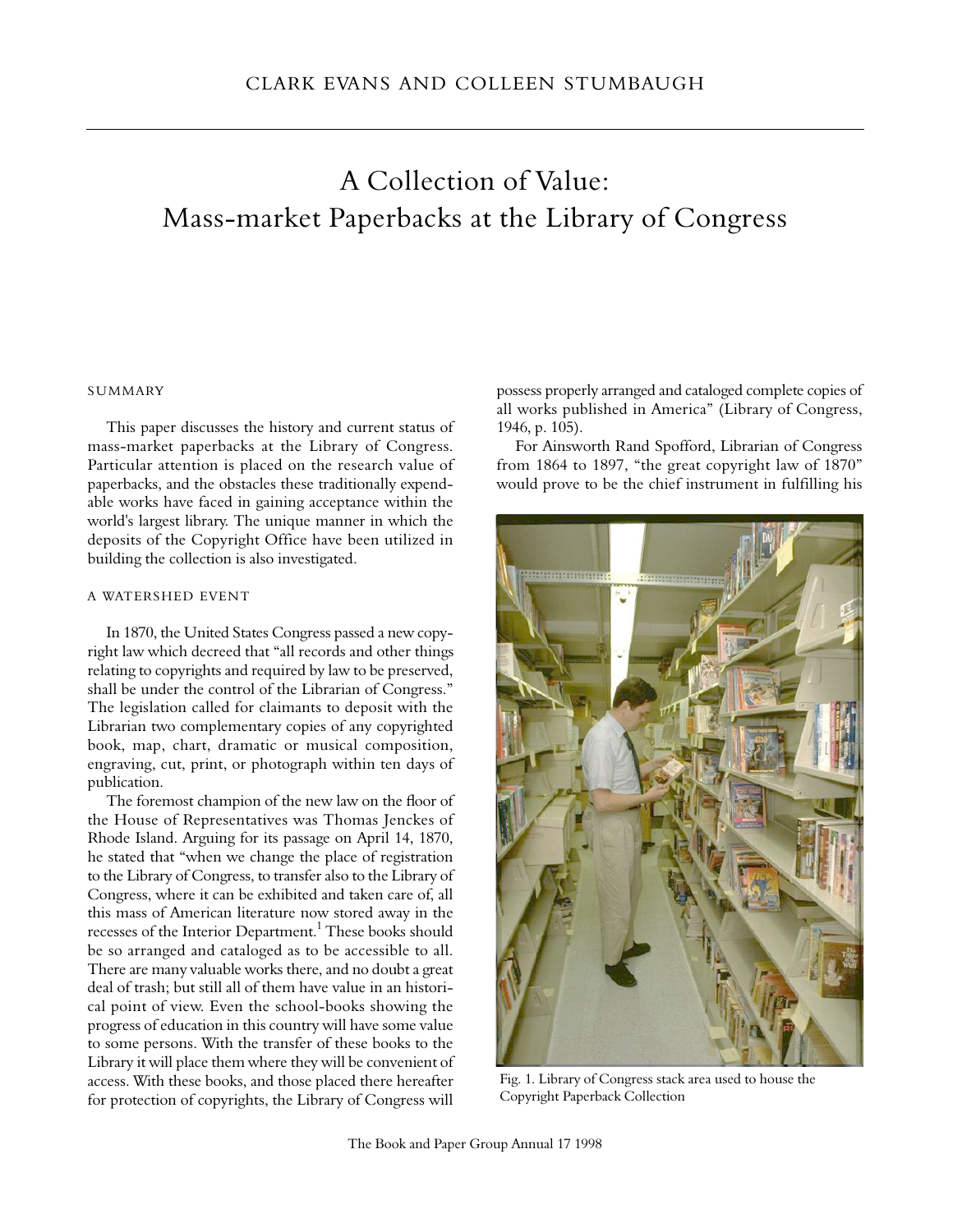# A Collection of Value: Mass-market Paperbacks at the Library of Congress

CLARK EVANS AND COLLEEN STUMBAUGH

## SUMMARY

This paper discusses the history and current status of mass-market paperbacks at the Library of Congress. Particular attention is placed on the research value of paperbacks, and the obstacles these traditionally expendable works have faced in gaining acceptance within the world's largest library. The unique manner in which the deposits of the Copyright Office have been utilized in building the collection is also investigated.

## A WATERSHED EVENT

In 1870, the United States Congress passed a new copyright law which decreed that "all records and other things relating to copyrights and required by law to be preserved, shall be under the control of the Librarian of Congress." The legislation called for claimants to deposit with the Librarian two complementary copies of any copyrighted book, map, chart, dramatic or musical composition, engraving, cut, print, or photograph within ten days of publication.

The foremost champion of the new law on the floor of the House of Representatives was Thomas Jenckes of Rhode Island. Arguing for its passage on April 14, 1870, he stated that "when we change the place of registration to the Library of Congress, to transfer also to the Library of Congress, where it can be exhibited and taken care of, all this mass of American literature now stored away in the recesses of the Interior Department.[1] These books should be so arranged and cataloged as to be accessible to all. There are many valuable works there, and no doubt a great deal of trash; but still all of them have value in an historical point of view. Even the school-books showing the progress of education in this country will have some value to some persons. With the transfer of these books to the Library it will place them where they will be convenient of access. With these books, and those placed there hereafter for protection of copyrights, the Library of Congress will possess properly arranged and cataloged complete copies of all works published in America" (Library of Congress, 1946, p. 105).

For Ainsworth Rand Spofford, Librarian of Congress from 1864 to 1897, "the great copyright law of 1870" would prove to be the chief instrument in fulfilling his

Fig. 1. Library of Congress stack area used to house the Copyright Paperback Collection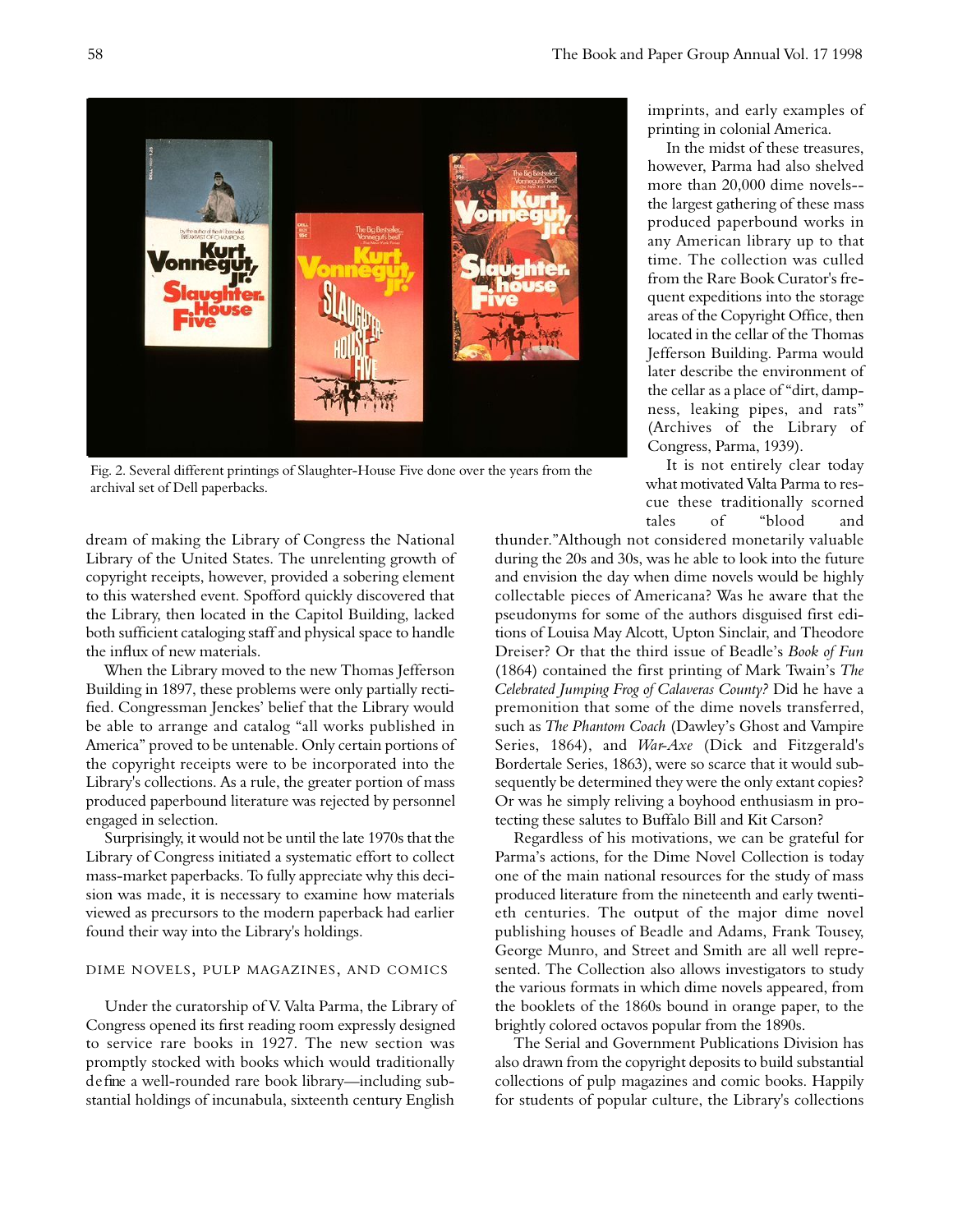Fig. 2. Several different printings of Slaughter-House Five done over the years from the archival set of Dell paperbacks.

dream of making the Library of Congress the National Library of the United States. The unrelenting growth of copyright receipts, however, provided a sobering element to this watershed event. Spofford quickly discovered that the Library, then located in the Capitol Building, lacked both sufficient cataloging staff and physical space to handle the influx of new materials.

When the Library moved to the new Thomas Jefferson Building in 1897, these problems were only partially rectified. Congressman Jenckes' belief that the Library would be able to arrange and catalog "all works published in America" proved to be untenable. Only certain portions of the copyright receipts were to be incorporated into the Library's collections. As a rule, the greater portion of mass produced paperbound literature was rejected by personnel engaged in selection.

Surprisingly, it would not be until the late 1970s that the Library of Congress initiated a systematic effort to collect mass-market paperbacks. To fully appreciate why this decision was made, it is necessary to examine how materials viewed as precursors to the modern paperback had earlier found their way into the Library's holdings.

## DIME NOVELS, PULP MAGAZINES, AND COMICS

Under the curatorship of V. Valta Parma, the Library of Congress opened its first reading room expressly designed to service rare books in 1927. The new section was promptly stocked with books which would traditionally define a well-rounded rare book library—including substantial holdings of incunabula, sixteenth century English imprints, and early examples of printing in colonial America.

In the midst of these treasures, however, Parma had also shelved more than 20,000 dime novels--the largest gathering of these mass produced paperbound works in any American library up to that time. The collection was culled from the Rare Book Curator's frequent expeditions into the storage areas of the Copyright Office, then located in the cellar of the Thomas Jefferson Building. Parma would later describe the environment of the cellar as a place of "dirt, dampness, leaking pipes, and rats" (Archives of the Library of Congress, Parma, 1939).

It is not entirely clear today what motivated Valta Parma to rescue these traditionally scorned tales of "blood and thunder."Although not considered monetarily valuable during the 20s and 30s, was he able to look into the future and envision the day when dime novels would be highly collectable pieces of Americana? Was he aware that the pseudonyms for some of the authors disguised first editions of Louisa May Alcott, Upton Sinclair, and Theodore Dreiser? Or that the third issue of Beadle's *Book of Fun* (1864) contained the first printing of Mark Twain's *The Celebrated Jumping Frog of Calaveras County?* Did he have a premonition that some of the dime novels transferred, such as *The Phantom Coach* (Dawley's Ghost and Vampire Series, 1864), and *War-Axe* (Dick and Fitzgerald's Bordertale Series, 1863), were so scarce that it would subsequently be determined they were the only extant copies? Or was he simply reliving a boyhood enthusiasm in protecting these salutes to Buffalo Bill and Kit Carson?

Regardless of his motivations, we can be grateful for Parma's actions, for the Dime Novel Collection is today one of the main national resources for the study of mass produced literature from the nineteenth and early twentieth centuries. The output of the major dime novel publishing houses of Beadle and Adams, Frank Tousey, George Munro, and Street and Smith are all well represented. The Collection also allows investigators to study the various formats in which dime novels appeared, from the booklets of the 1860s bound in orange paper, to the brightly colored octavos popular from the 1890s.

The Serial and Government Publications Division has also drawn from the copyright deposits to build substantial collections of pulp magazines and comic books. Happily for students of popular culture, the Library's collections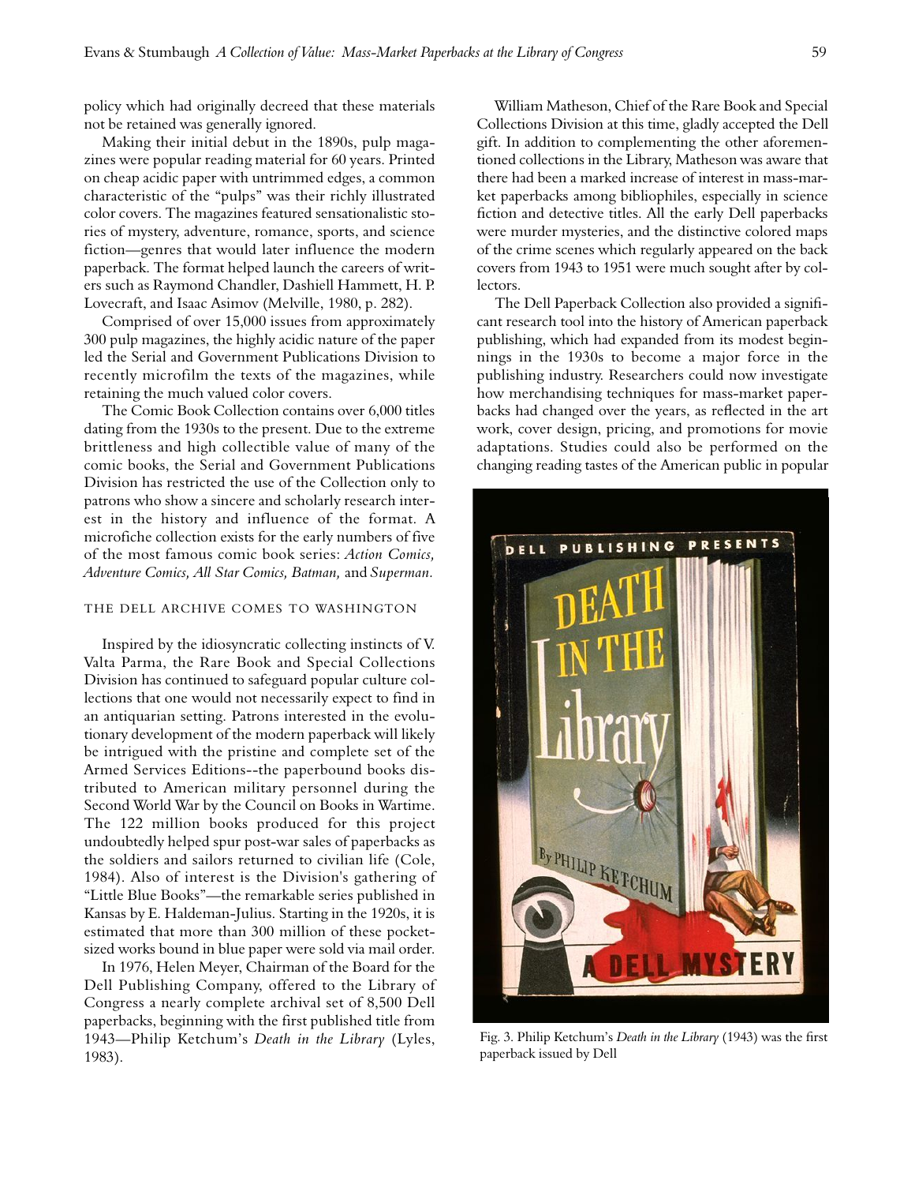policy which had originally decreed that these materials not be retained was generally ignored.

Making their initial debut in the 1890s, pulp magazines were popular reading material for 60 years. Printed on cheap acidic paper with untrimmed edges, a common characteristic of the "pulps" was their richly illustrated color covers. The magazines featured sensationalistic stories of mystery, adventure, romance, sports, and science fiction—genres that would later influence the modern paperback. The format helped launch the careers of writers such as Raymond Chandler, Dashiell Hammett, H. P. Lovecraft, and Isaac Asimov (Melville, 1980, p. 282).

Comprised of over 15,000 issues from approximately 300 pulp magazines, the highly acidic nature of the paper led the Serial and Government Publications Division to recently microfilm the texts of the magazines, while retaining the much valued color covers.

The Comic Book Collection contains over 6,000 titles dating from the 1930s to the present. Due to the extreme brittleness and high collectible value of many of the comic books, the Serial and Government Publications Division has restricted the use of the Collection only to patrons who show a sincere and scholarly research interest in the history and influence of the format. A microfiche collection exists for the early numbers of five of the most famous comic book series: *Action Comics, Adventure Comics, All Star Comics, Batman,* and *Superman*.

## THE DELL ARCHIVE COMES TO WASHINGTON

Inspired by the idiosyncratic collecting instincts of V. Valta Parma, the Rare Book and Special Collections Division has continued to safeguard popular culture collections that one would not necessarily expect to find in an antiquarian setting. Patrons interested in the evolutionary development of the modern paperback will likely be intrigued with the pristine and complete set of the Armed Services Editions--the paperbound books distributed to American military personnel during the Second World War by the Council on Books in Wartime. The 122 million books produced for this project undoubtedly helped spur post-war sales of paperbacks as the soldiers and sailors returned to civilian life (Cole, 1984). Also of interest is the Division's gathering of "Little Blue Books"—the remarkable series published in Kansas by E. Haldeman-Julius. Starting in the 1920s, it is estimated that more than 300 million of these pocket-sized works bound in blue paper were sold via mail order.

In 1976, Helen Meyer, Chairman of the Board for the Dell Publishing Company, offered to the Library of Congress a nearly complete archival set of 8,500 Dell paperbacks, beginning with the first published title from 1943—Philip Ketchum's *Death in the Library* (Lyles, 1983).

William Matheson, Chief of the Rare Book and Special Collections Division at this time, gladly accepted the Dell gift. In addition to complementing the other aforementioned collections in the Library, Matheson was aware that there had been a marked increase of interest in mass-market paperbacks among bibliophiles, especially in science fiction and detective titles. All the early Dell paperbacks were murder mysteries, and the distinctive colored maps of the crime scenes which regularly appeared on the back covers from 1943 to 1951 were much sought after by collectors.

The Dell Paperback Collection also provided a significant research tool into the history of American paperback publishing, which had expanded from its modest beginnings in the 1930s to become a major force in the publishing industry. Researchers could now investigate how merchandising techniques for mass-market paperbacks had changed over the years, as reflected in the art work, cover design, pricing, and promotions for movie adaptations. Studies could also be performed on the changing reading tastes of the American public in popular

Fig. 3. Philip Ketchum's *Death in the Library* (1943) was the first paperback issued by Dell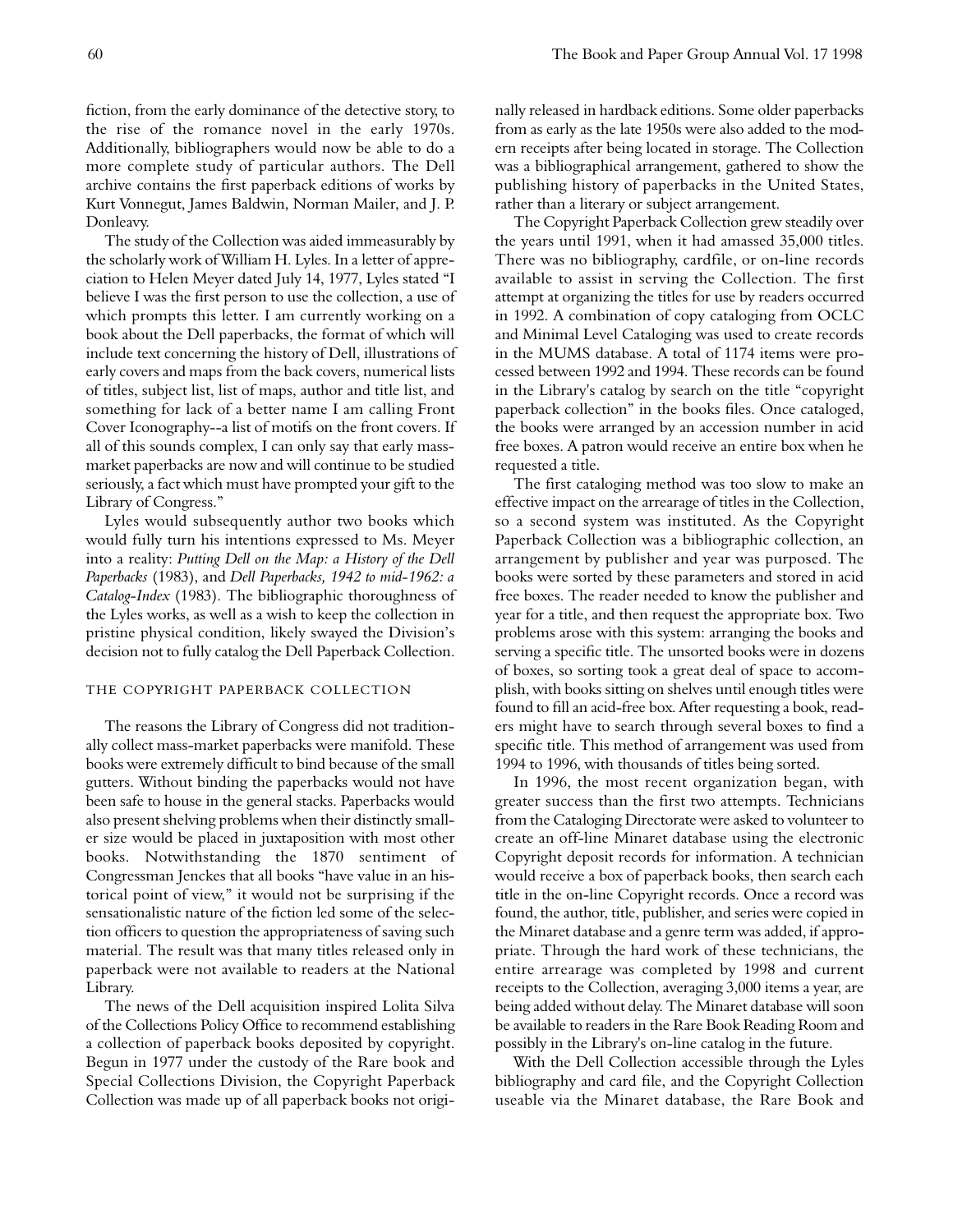fiction, from the early dominance of the detective story, to the rise of the romance novel in the early 1970s. Additionally, bibliographers would now be able to do a more complete study of particular authors. The Dell archive contains the first paperback editions of works by Kurt Vonnegut, James Baldwin, Norman Mailer, and J. P. Donleavy.

The study of the Collection was aided immeasurably by the scholarly work of William H. Lyles. In a letter of appreciation to Helen Meyer dated July 14, 1977, Lyles stated "I believe I was the first person to use the collection, a use of which prompts this letter. I am currently working on a book about the Dell paperbacks, the format of which will include text concerning the history of Dell, illustrations of early covers and maps from the back covers, numerical lists of titles, subject list, list of maps, author and title list, and something for lack of a better name I am calling Front Cover Iconography--a list of motifs on the front covers. If all of this sounds complex, I can only say that early mass-market paperbacks are now and will continue to be studied seriously, a fact which must have prompted your gift to the Library of Congress."

Lyles would subsequently author two books which would fully turn his intentions expressed to Ms. Meyer into a reality: *Putting Dell on the Map: a History of the Dell Paperbacks* (1983), and *Dell Paperbacks, 1942 to mid-1962: a Catalog-Index* (1983). The bibliographic thoroughness of the Lyles works, as well as a wish to keep the collection in pristine physical condition, likely swayed the Division's decision not to fully catalog the Dell Paperback Collection.

## THE COPYRIGHT PAPERBACK COLLECTION

The reasons the Library of Congress did not traditionally collect mass-market paperbacks were manifold. These books were extremely difficult to bind because of the small gutters. Without binding the paperbacks would not have been safe to house in the general stacks. Paperbacks would also present shelving problems when their distinctly smaller size would be placed in juxtaposition with most other books. Notwithstanding the 1870 sentiment of Congressman Jenckes that all books "have value in an historical point of view," it would not be surprising if the sensationalistic nature of the fiction led some of the selection officers to question the appropriateness of saving such material. The result was that many titles released only in paperback were not available to readers at the National Library.

The news of the Dell acquisition inspired Lolita Silva of the Collections Policy Office to recommend establishing a collection of paperback books deposited by copyright. Begun in 1977 under the custody of the Rare book and Special Collections Division, the Copyright Paperback Collection was made up of all paperback books not originally released in hardback editions. Some older paperbacks from as early as the late 1950s were also added to the modern receipts after being located in storage. The Collection was a bibliographical arrangement, gathered to show the publishing history of paperbacks in the United States, rather than a literary or subject arrangement.

The Copyright Paperback Collection grew steadily over the years until 1991, when it had amassed 35,000 titles. There was no bibliography, cardfile, or on-line records available to assist in serving the Collection. The first attempt at organizing the titles for use by readers occurred in 1992. A combination of copy cataloging from OCLC and Minimal Level Cataloging was used to create records in the MUMS database. A total of 1174 items were processed between 1992 and 1994. These records can be found in the Library's catalog by search on the title "copyright paperback collection" in the books files. Once cataloged, the books were arranged by an accession number in acid free boxes. A patron would receive an entire box when he requested a title.

The first cataloging method was too slow to make an effective impact on the arrearage of titles in the Collection, so a second system was instituted. As the Copyright Paperback Collection was a bibliographic collection, an arrangement by publisher and year was purposed. The books were sorted by these parameters and stored in acid free boxes. The reader needed to know the publisher and year for a title, and then request the appropriate box. Two problems arose with this system: arranging the books and serving a specific title. The unsorted books were in dozens of boxes, so sorting took a great deal of space to accomplish, with books sitting on shelves until enough titles were found to fill an acid-free box. After requesting a book, readers might have to search through several boxes to find a specific title. This method of arrangement was used from 1994 to 1996, with thousands of titles being sorted.

In 1996, the most recent organization began, with greater success than the first two attempts. Technicians from the Cataloging Directorate were asked to volunteer to create an off-line Minaret database using the electronic Copyright deposit records for information. A technician would receive a box of paperback books, then search each title in the on-line Copyright records. Once a record was found, the author, title, publisher, and series were copied in the Minaret database and a genre term was added, if appropriate. Through the hard work of these technicians, the entire arrearage was completed by 1998 and current receipts to the Collection, averaging 3,000 items a year, are being added without delay. The Minaret database will soon be available to readers in the Rare Book Reading Room and possibly in the Library's on-line catalog in the future.

With the Dell Collection accessible through the Lyles bibliography and card file, and the Copyright Collection useable via the Minaret database, the Rare Book and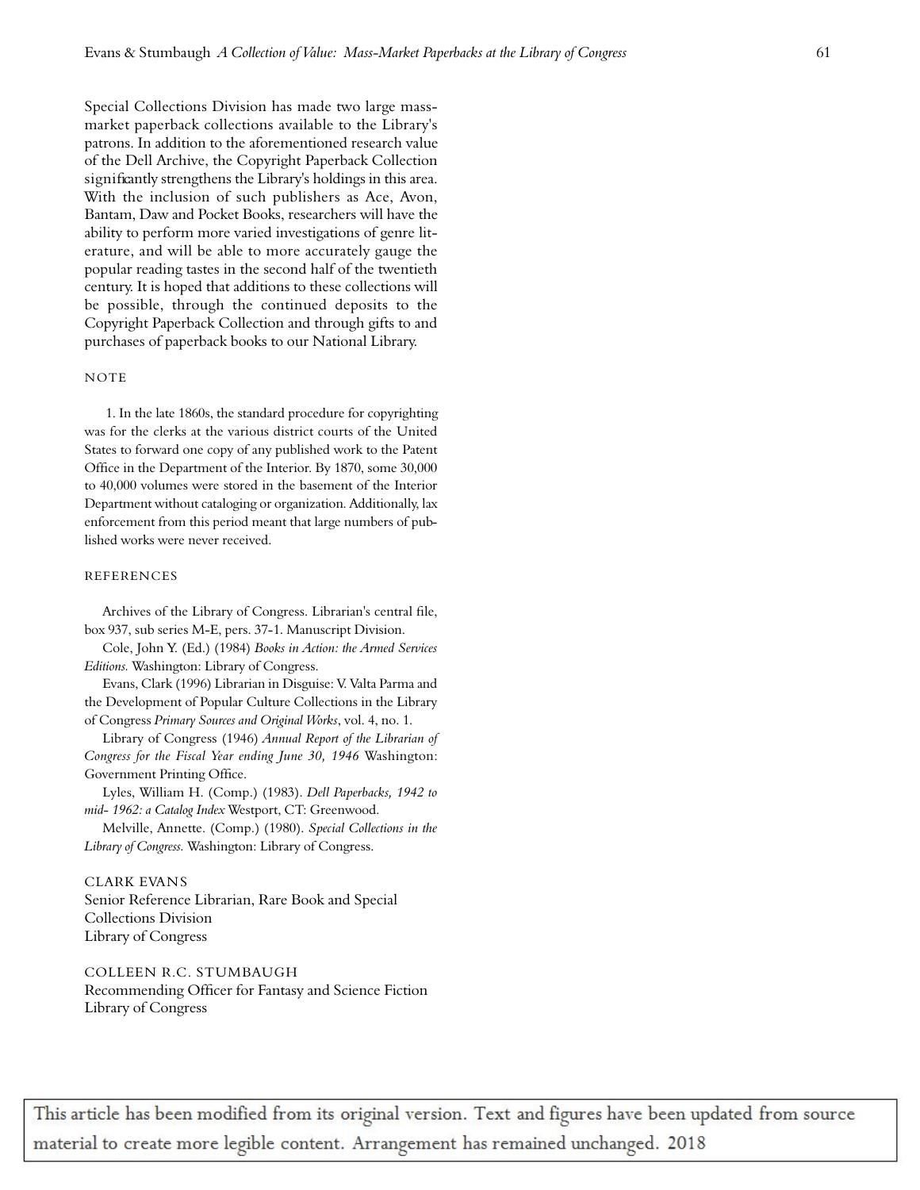Special Collections Division has made two large mass-market paperback collections available to the Library's patrons. In addition to the aforementioned research value of the Dell Archive, the Copyright Paperback Collection significantly strengthens the Library's holdings in this area. With the inclusion of such publishers as Ace, Avon, Bantam, Daw and Pocket Books, researchers will have the ability to perform more varied investigations of genre literature, and will be able to more accurately gauge the popular reading tastes in the second half of the twentieth century. It is hoped that additions to these collections will be possible, through the continued deposits to the Copyright Paperback Collection and through gifts to and purchases of paperback books to our National Library.

## NOTE

1. In the late 1860s, the standard procedure for copyrighting was for the clerks at the various district courts of the United States to forward one copy of any published work to the Patent Office in the Department of the Interior. By 1870, some 30,000 to 40,000 volumes were stored in the basement of the Interior Department without cataloging or organization. Additionally, lax enforcement from this period meant that large numbers of published works were never received.

## REFERENCES

Archives of the Library of Congress. Librarian's central file, box 937, sub series M-E, pers. 37-1. Manuscript Division.

Cole, John Y. (Ed.) (1984) *Books in Action: the Armed Services Editions.* Washington: Library of Congress.

Evans, Clark (1996) Librarian in Disguise: V. Valta Parma and the Development of Popular Culture Collections in the Library of Congress *Primary Sources and Original Works*, vol. 4, no. 1.

Library of Congress (1946) *Annual Report of the Librarian of Congress for the Fiscal Year ending June 30, 1946* Washington: Government Printing Office.

Lyles, William H. (Comp.) (1983). *Dell Paperbacks, 1942 to mid- 1962: a Catalog Index* Westport, CT: Greenwood.

Melville, Annette. (Comp.) (1980). *Special Collections in the Library of Congress.* Washington: Library of Congress.

CLARK EVANS
Senior Reference Librarian, Rare Book and Special Collections Division
Library of Congress

COLLEEN R.C. STUMBAUGH
Recommending Officer for Fantasy and Science Fiction
Library of Congress

This article has been modified from its original version. Text and figures have been updated from source material to create more legible content. Arrangement has remained unchanged. 2018